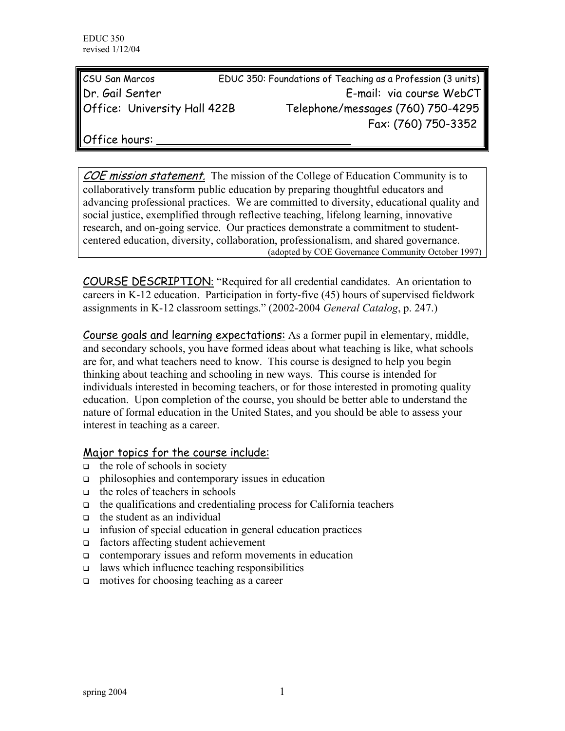EDUC 350
revised 1/12/04

CSU San Marcos — EDUC 350: Foundations of Teaching as a Profession (3 units)

Dr. Gail Senter — E-mail: via course WebCT

Office: University Hall 422B — Telephone/messages (760) 750-4295

Fax: (760) 750-3352

Office hours: ____________________________

*COE mission statement.* The mission of the College of Education Community is to collaboratively transform public education by preparing thoughtful educators and advancing professional practices. We are committed to diversity, educational quality and social justice, exemplified through reflective teaching, lifelong learning, innovative research, and on-going service. Our practices demonstrate a commitment to student-centered education, diversity, collaboration, professionalism, and shared governance.
(adopted by COE Governance Community October 1997)

COURSE DESCRIPTION: "Required for all credential candidates. An orientation to careers in K-12 education. Participation in forty-five (45) hours of supervised fieldwork assignments in K-12 classroom settings." (2002-2004 *General Catalog*, p. 247.)

Course goals and learning expectations: As a former pupil in elementary, middle, and secondary schools, you have formed ideas about what teaching is like, what schools are for, and what teachers need to know. This course is designed to help you begin thinking about teaching and schooling in new ways. This course is intended for individuals interested in becoming teachers, or for those interested in promoting quality education. Upon completion of the course, you should be better able to understand the nature of formal education in the United States, and you should be able to assess your interest in teaching as a career.

## Major topics for the course include:

- the role of schools in society
- philosophies and contemporary issues in education
- the roles of teachers in schools
- the qualifications and credentialing process for California teachers
- the student as an individual
- infusion of special education in general education practices
- factors affecting student achievement
- contemporary issues and reform movements in education
- laws which influence teaching responsibilities
- motives for choosing teaching as a career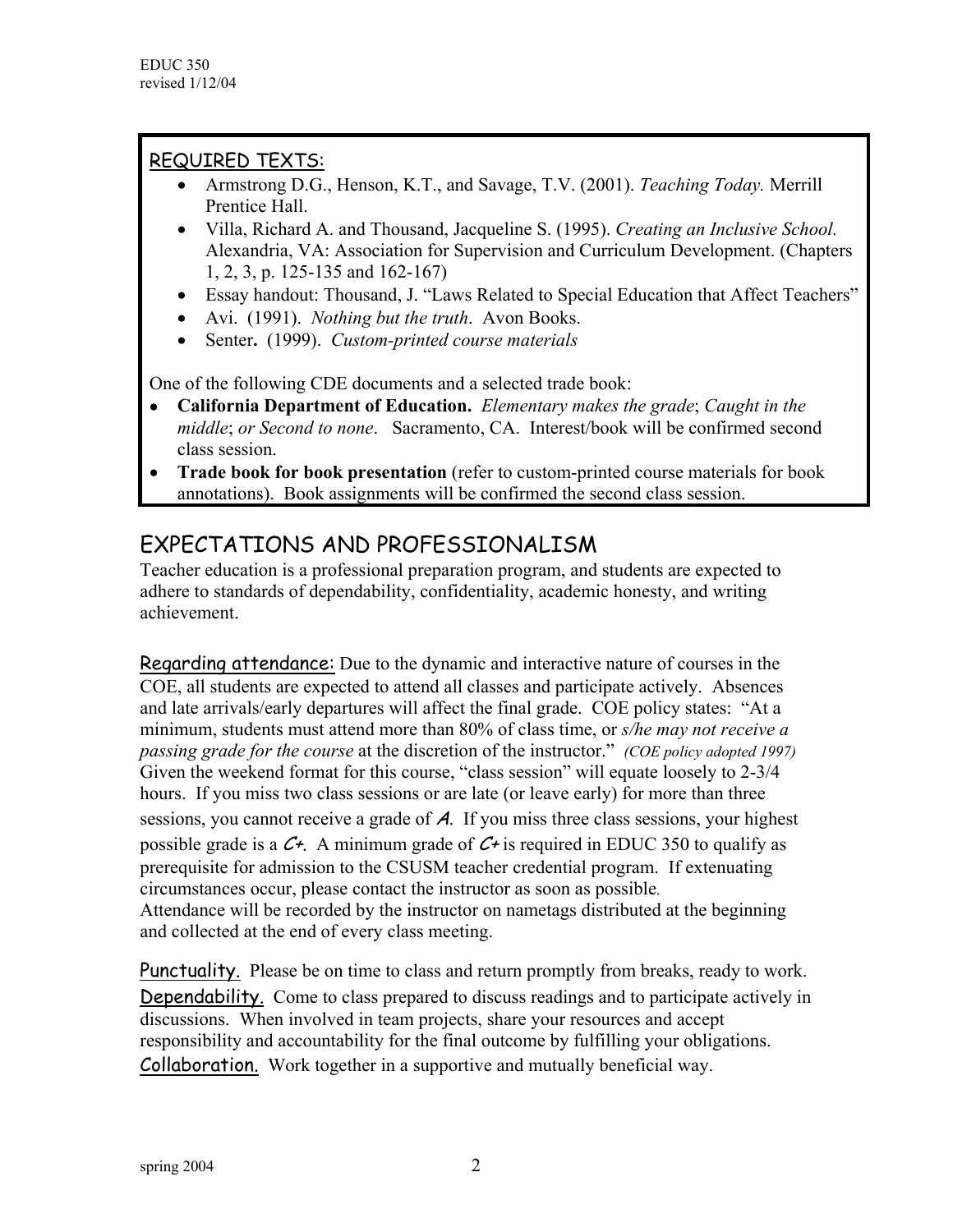## REQUIRED TEXTS:

- Armstrong D.G., Henson, K.T., and Savage, T.V. (2001). *Teaching Today.* Merrill Prentice Hall.
- Villa, Richard A. and Thousand, Jacqueline S. (1995). *Creating an Inclusive School.* Alexandria, VA: Association for Supervision and Curriculum Development. (Chapters 1, 2, 3, p. 125-135 and 162-167)
- Essay handout: Thousand, J. "Laws Related to Special Education that Affect Teachers"
- Avi. (1991). *Nothing but the truth*. Avon Books.
- Senter**.** (1999). *Custom-printed course materials*

One of the following CDE documents and a selected trade book:

- **California Department of Education.** *Elementary makes the grade*; *Caught in the middle*; *or Second to none*. Sacramento, CA. Interest/book will be confirmed second class session.
- **Trade book for book presentation** (refer to custom-printed course materials for book annotations). Book assignments will be confirmed the second class session.

# EXPECTATIONS AND PROFESSIONALISM

Teacher education is a professional preparation program, and students are expected to adhere to standards of dependability, confidentiality, academic honesty, and writing achievement.

Regarding attendance: Due to the dynamic and interactive nature of courses in the COE, all students are expected to attend all classes and participate actively. Absences and late arrivals/early departures will affect the final grade. COE policy states: "At a minimum, students must attend more than 80% of class time, or *s/he may not receive a passing grade for the course* at the discretion of the instructor." *(COE policy adopted 1997)* Given the weekend format for this course, "class session" will equate loosely to 2-3/4 hours. If you miss two class sessions or are late (or leave early) for more than three sessions, you cannot receive a grade of ***A***. If you miss three class sessions, your highest possible grade is a ***C+***. A minimum grade of ***C+*** is required in EDUC 350 to qualify as prerequisite for admission to the CSUSM teacher credential program. If extenuating circumstances occur, please contact the instructor as soon as possible. Attendance will be recorded by the instructor on nametags distributed at the beginning and collected at the end of every class meeting.

Punctuality. Please be on time to class and return promptly from breaks, ready to work.

Dependability. Come to class prepared to discuss readings and to participate actively in discussions. When involved in team projects, share your resources and accept responsibility and accountability for the final outcome by fulfilling your obligations.

Collaboration. Work together in a supportive and mutually beneficial way.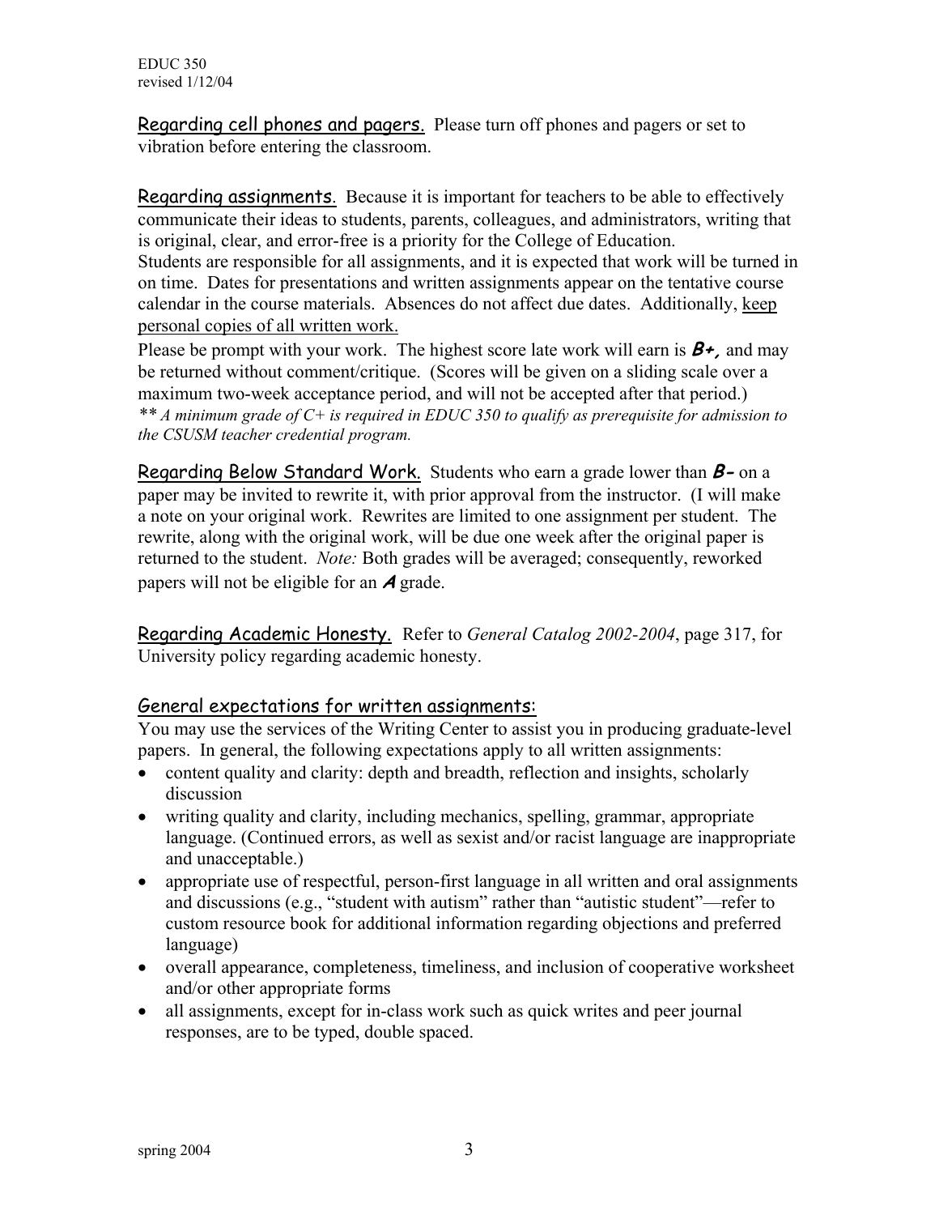Regarding cell phones and pagers. Please turn off phones and pagers or set to vibration before entering the classroom.

Regarding assignments. Because it is important for teachers to be able to effectively communicate their ideas to students, parents, colleagues, and administrators, writing that is original, clear, and error-free is a priority for the College of Education.
Students are responsible for all assignments, and it is expected that work will be turned in on time. Dates for presentations and written assignments appear on the tentative course calendar in the course materials. Absences do not affect due dates. Additionally, keep personal copies of all written work.
Please be prompt with your work. The highest score late work will earn is ***B+,*** and may be returned without comment/critique. (Scores will be given on a sliding scale over a maximum two-week acceptance period, and will not be accepted after that period.)
*\*\* A minimum grade of C+ is required in EDUC 350 to qualify as prerequisite for admission to the CSUSM teacher credential program.*

Regarding Below Standard Work. Students who earn a grade lower than ***B-*** on a paper may be invited to rewrite it, with prior approval from the instructor. (I will make a note on your original work. Rewrites are limited to one assignment per student. The rewrite, along with the original work, will be due one week after the original paper is returned to the student. *Note:* Both grades will be averaged; consequently, reworked papers will not be eligible for an ***A*** grade.

Regarding Academic Honesty. Refer to *General Catalog 2002-2004*, page 317, for University policy regarding academic honesty.

## General expectations for written assignments:

You may use the services of the Writing Center to assist you in producing graduate-level papers. In general, the following expectations apply to all written assignments:

- content quality and clarity: depth and breadth, reflection and insights, scholarly discussion
- writing quality and clarity, including mechanics, spelling, grammar, appropriate language. (Continued errors, as well as sexist and/or racist language are inappropriate and unacceptable.)
- appropriate use of respectful, person-first language in all written and oral assignments and discussions (e.g., "student with autism" rather than "autistic student"—refer to custom resource book for additional information regarding objections and preferred language)
- overall appearance, completeness, timeliness, and inclusion of cooperative worksheet and/or other appropriate forms
- all assignments, except for in-class work such as quick writes and peer journal responses, are to be typed, double spaced.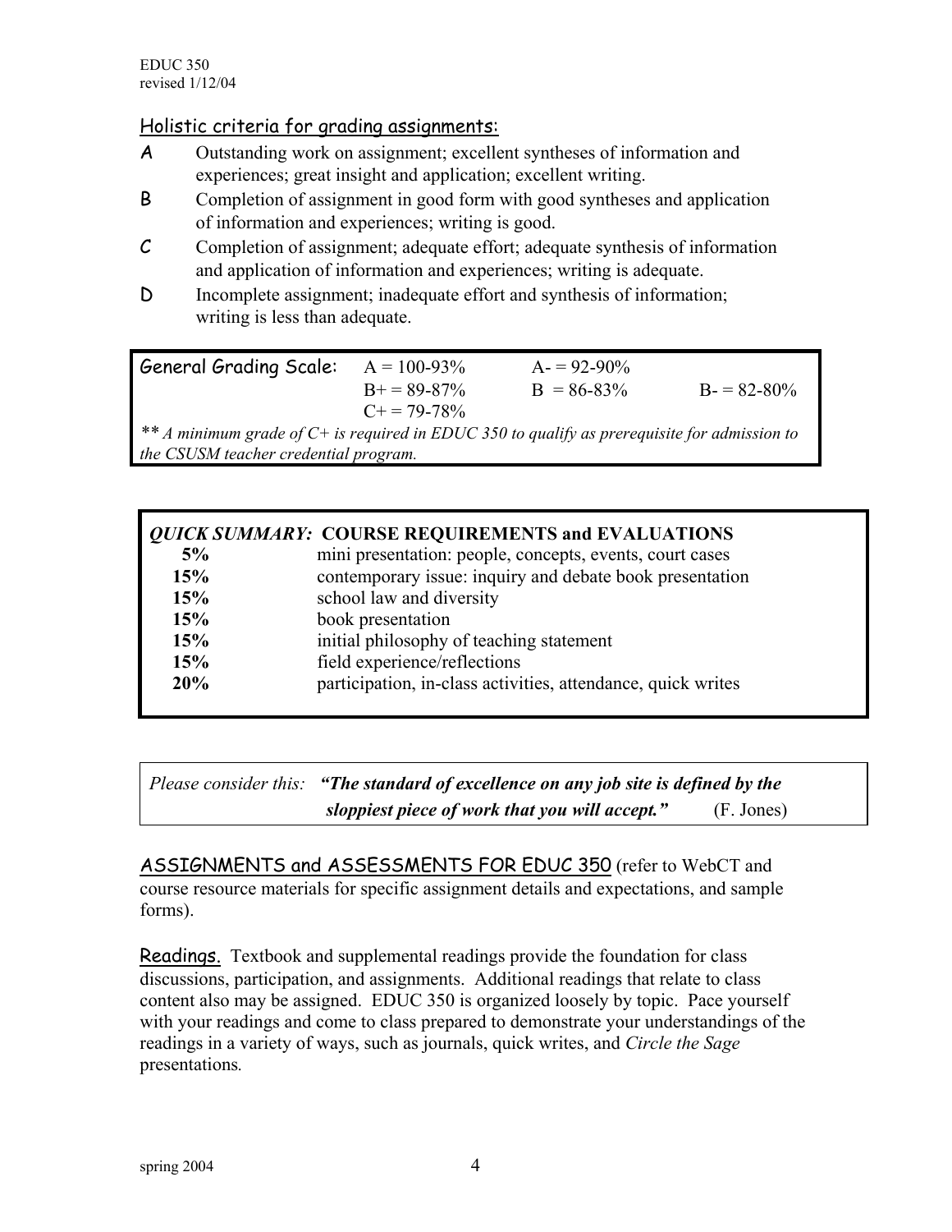## Holistic criteria for grading assignments:

**A** Outstanding work on assignment; excellent syntheses of information and experiences; great insight and application; excellent writing.

**B** Completion of assignment in good form with good syntheses and application of information and experiences; writing is good.

**C** Completion of assignment; adequate effort; adequate synthesis of information and application of information and experiences; writing is adequate.

**D** Incomplete assignment; inadequate effort and synthesis of information; writing is less than adequate.

| General Grading Scale: | A = 100-93% | A- = 92-90% | |
|---|---|---|---|
| | B+ = 89-87% | B = 86-83% | B- = 82-80% |
| | C+ = 79-78% | | |

*\*\* A minimum grade of C+ is required in EDUC 350 to qualify as prerequisite for admission to the CSUSM teacher credential program.*

***QUICK SUMMARY:*** **COURSE REQUIREMENTS and EVALUATIONS**

| | |
|---|---|
| **5%** | mini presentation: people, concepts, events, court cases |
| **15%** | contemporary issue: inquiry and debate book presentation |
| **15%** | school law and diversity |
| **15%** | book presentation |
| **15%** | initial philosophy of teaching statement |
| **15%** | field experience/reflections |
| **20%** | participation, in-class activities, attendance, quick writes |

*Please consider this:* ***"The standard of excellence on any job site is defined by the sloppiest piece of work that you will accept."*** (F. Jones)

ASSIGNMENTS and ASSESSMENTS FOR EDUC 350 (refer to WebCT and course resource materials for specific assignment details and expectations, and sample forms).

Readings. Textbook and supplemental readings provide the foundation for class discussions, participation, and assignments. Additional readings that relate to class content also may be assigned. EDUC 350 is organized loosely by topic. Pace yourself with your readings and come to class prepared to demonstrate your understandings of the readings in a variety of ways, such as journals, quick writes, and *Circle the Sage* presentations.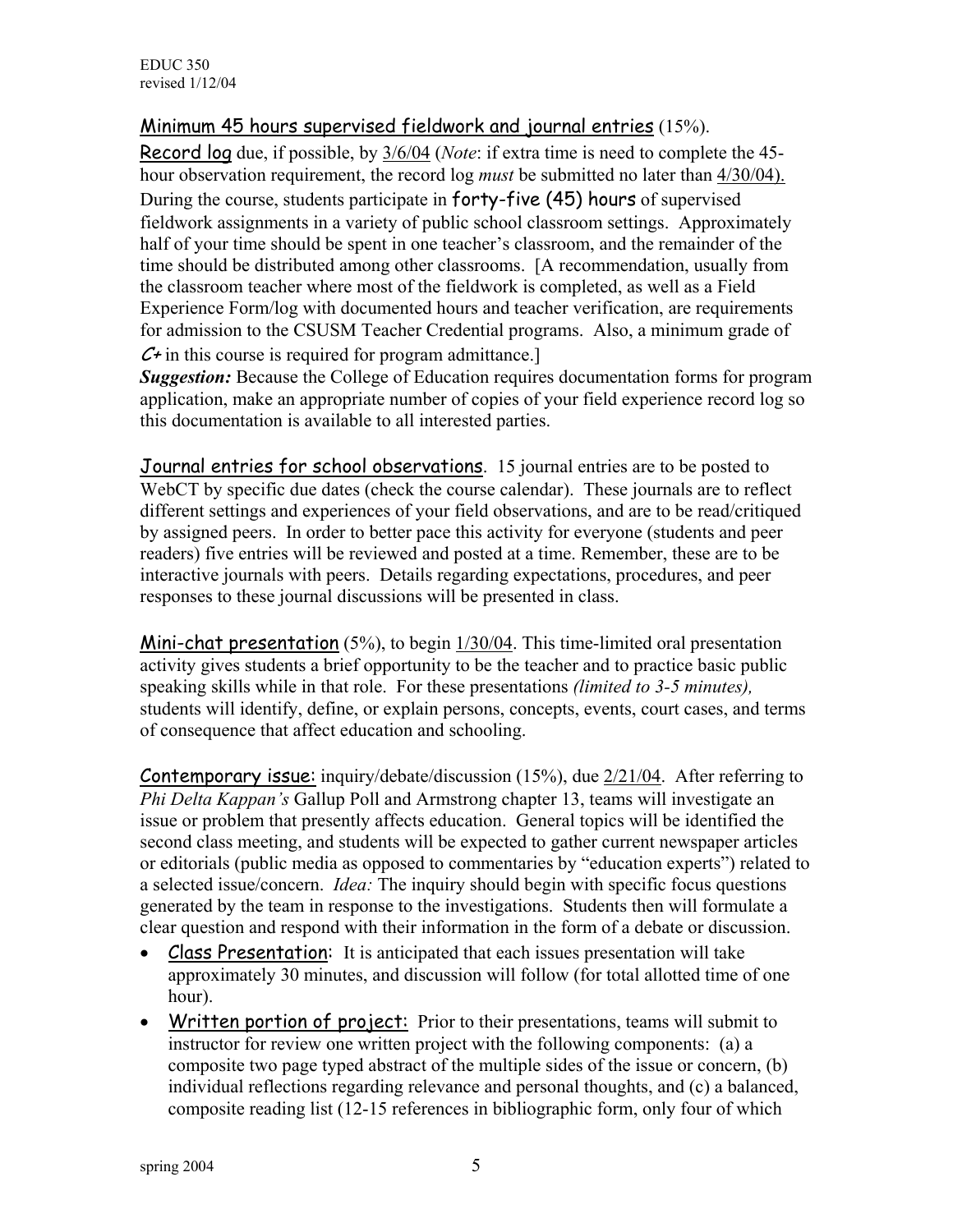Minimum 45 hours supervised fieldwork and journal entries (15%).

Record log due, if possible, by 3/6/04 (*Note*: if extra time is need to complete the 45-hour observation requirement, the record log *must* be submitted no later than 4/30/04).
During the course, students participate in forty-five (45) hours of supervised fieldwork assignments in a variety of public school classroom settings. Approximately half of your time should be spent in one teacher's classroom, and the remainder of the time should be distributed among other classrooms. [A recommendation, usually from the classroom teacher where most of the fieldwork is completed, as well as a Field Experience Form/log with documented hours and teacher verification, are requirements for admission to the CSUSM Teacher Credential programs. Also, a minimum grade of C+ in this course is required for program admittance.]

***Suggestion:*** Because the College of Education requires documentation forms for program application, make an appropriate number of copies of your field experience record log so this documentation is available to all interested parties.

Journal entries for school observations. 15 journal entries are to be posted to WebCT by specific due dates (check the course calendar). These journals are to reflect different settings and experiences of your field observations, and are to be read/critiqued by assigned peers. In order to better pace this activity for everyone (students and peer readers) five entries will be reviewed and posted at a time. Remember, these are to be interactive journals with peers. Details regarding expectations, procedures, and peer responses to these journal discussions will be presented in class.

Mini-chat presentation (5%), to begin 1/30/04. This time-limited oral presentation activity gives students a brief opportunity to be the teacher and to practice basic public speaking skills while in that role. For these presentations *(limited to 3-5 minutes),* students will identify, define, or explain persons, concepts, events, court cases, and terms of consequence that affect education and schooling.

Contemporary issue: inquiry/debate/discussion (15%), due 2/21/04. After referring to *Phi Delta Kappan's* Gallup Poll and Armstrong chapter 13, teams will investigate an issue or problem that presently affects education. General topics will be identified the second class meeting, and students will be expected to gather current newspaper articles or editorials (public media as opposed to commentaries by "education experts") related to a selected issue/concern. *Idea:* The inquiry should begin with specific focus questions generated by the team in response to the investigations. Students then will formulate a clear question and respond with their information in the form of a debate or discussion.

- Class Presentation: It is anticipated that each issues presentation will take approximately 30 minutes, and discussion will follow (for total allotted time of one hour).
- Written portion of project: Prior to their presentations, teams will submit to instructor for review one written project with the following components: (a) a composite two page typed abstract of the multiple sides of the issue or concern, (b) individual reflections regarding relevance and personal thoughts, and (c) a balanced, composite reading list (12-15 references in bibliographic form, only four of which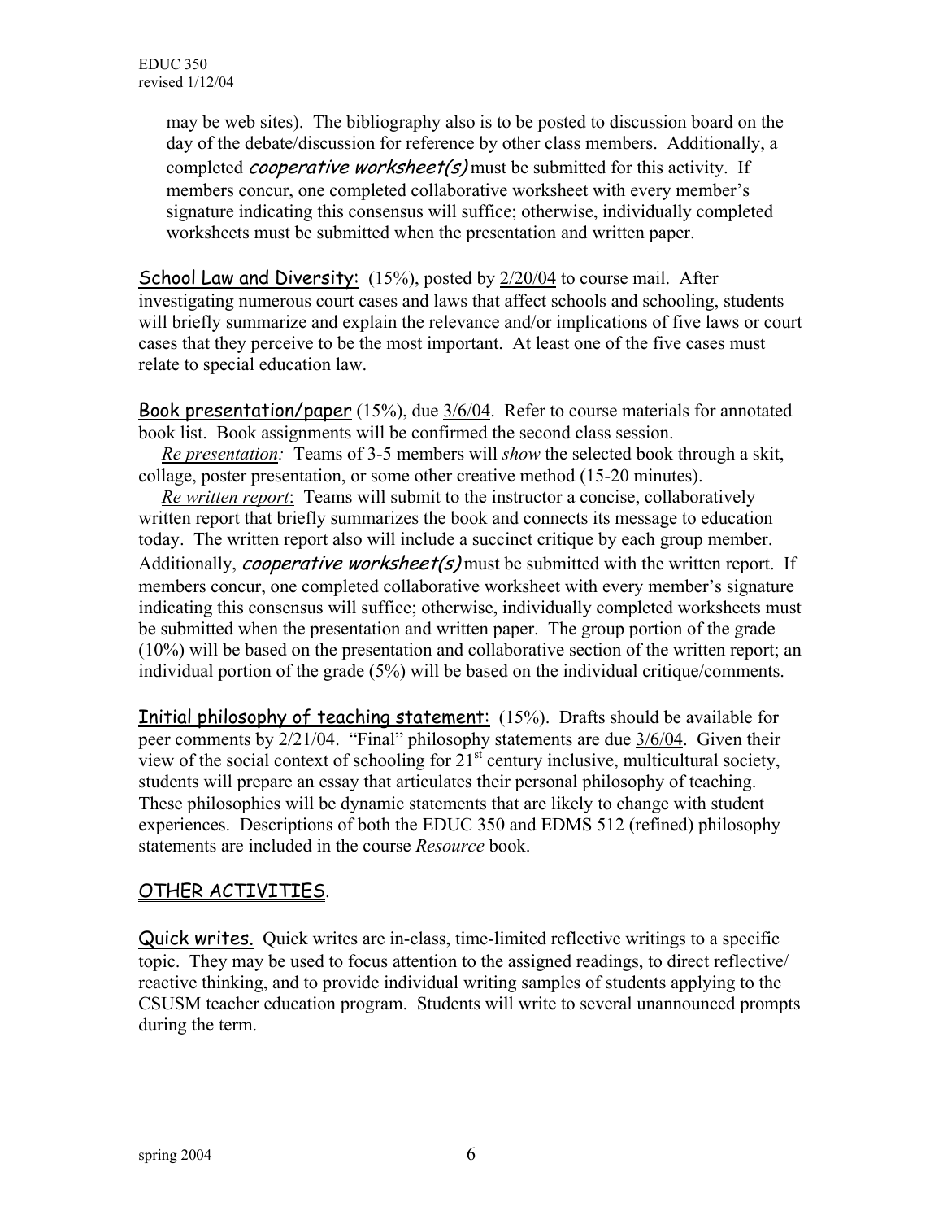may be web sites). The bibliography also is to be posted to discussion board on the day of the debate/discussion for reference by other class members. Additionally, a completed ***cooperative worksheet(s)*** must be submitted for this activity. If members concur, one completed collaborative worksheet with every member's signature indicating this consensus will suffice; otherwise, individually completed worksheets must be submitted when the presentation and written paper.

School Law and Diversity: (15%), posted by 2/20/04 to course mail. After investigating numerous court cases and laws that affect schools and schooling, students will briefly summarize and explain the relevance and/or implications of five laws or court cases that they perceive to be the most important. At least one of the five cases must relate to special education law.

Book presentation/paper (15%), due 3/6/04. Refer to course materials for annotated book list. Book assignments will be confirmed the second class session.

*Re presentation:* Teams of 3-5 members will *show* the selected book through a skit, collage, poster presentation, or some other creative method (15-20 minutes).

*Re written report*: Teams will submit to the instructor a concise, collaboratively written report that briefly summarizes the book and connects its message to education today. The written report also will include a succinct critique by each group member. Additionally, ***cooperative worksheet(s)*** must be submitted with the written report. If members concur, one completed collaborative worksheet with every member's signature indicating this consensus will suffice; otherwise, individually completed worksheets must be submitted when the presentation and written paper. The group portion of the grade (10%) will be based on the presentation and collaborative section of the written report; an individual portion of the grade (5%) will be based on the individual critique/comments.

Initial philosophy of teaching statement: (15%). Drafts should be available for peer comments by 2/21/04. "Final" philosophy statements are due 3/6/04. Given their view of the social context of schooling for 21st century inclusive, multicultural society, students will prepare an essay that articulates their personal philosophy of teaching. These philosophies will be dynamic statements that are likely to change with student experiences. Descriptions of both the EDUC 350 and EDMS 512 (refined) philosophy statements are included in the course *Resource* book.

## OTHER ACTIVITIES.

Quick writes. Quick writes are in-class, time-limited reflective writings to a specific topic. They may be used to focus attention to the assigned readings, to direct reflective/reactive thinking, and to provide individual writing samples of students applying to the CSUSM teacher education program. Students will write to several unannounced prompts during the term.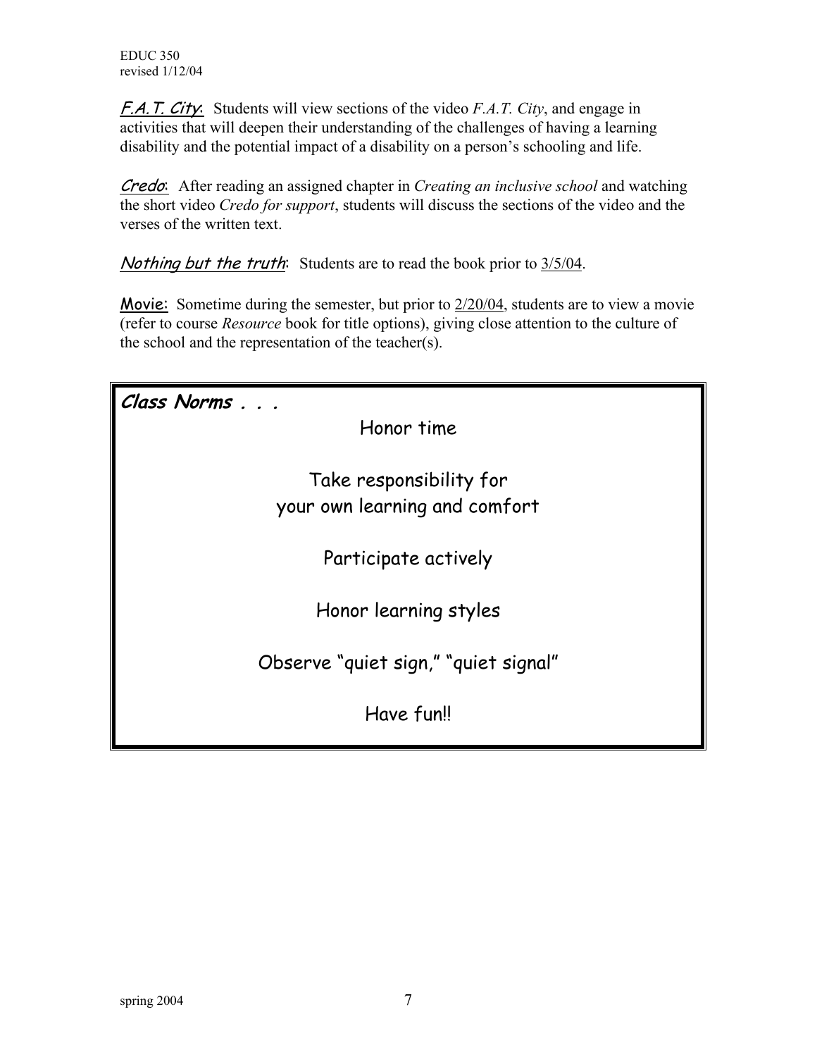***F.A.T. City***: Students will view sections of the video *F.A.T. City*, and engage in activities that will deepen their understanding of the challenges of having a learning disability and the potential impact of a disability on a person's schooling and life.

***Credo***: After reading an assigned chapter in *Creating an inclusive school* and watching the short video *Credo for support*, students will discuss the sections of the video and the verses of the written text.

***Nothing but the truth***: Students are to read the book prior to 3/5/04.

**Movie**: Sometime during the semester, but prior to 2/20/04, students are to view a movie (refer to course *Resource* book for title options), giving close attention to the culture of the school and the representation of the teacher(s).

***Class Norms . . .***

Honor time

Take responsibility for your own learning and comfort

Participate actively

Honor learning styles

Observe "quiet sign," "quiet signal"

Have fun!!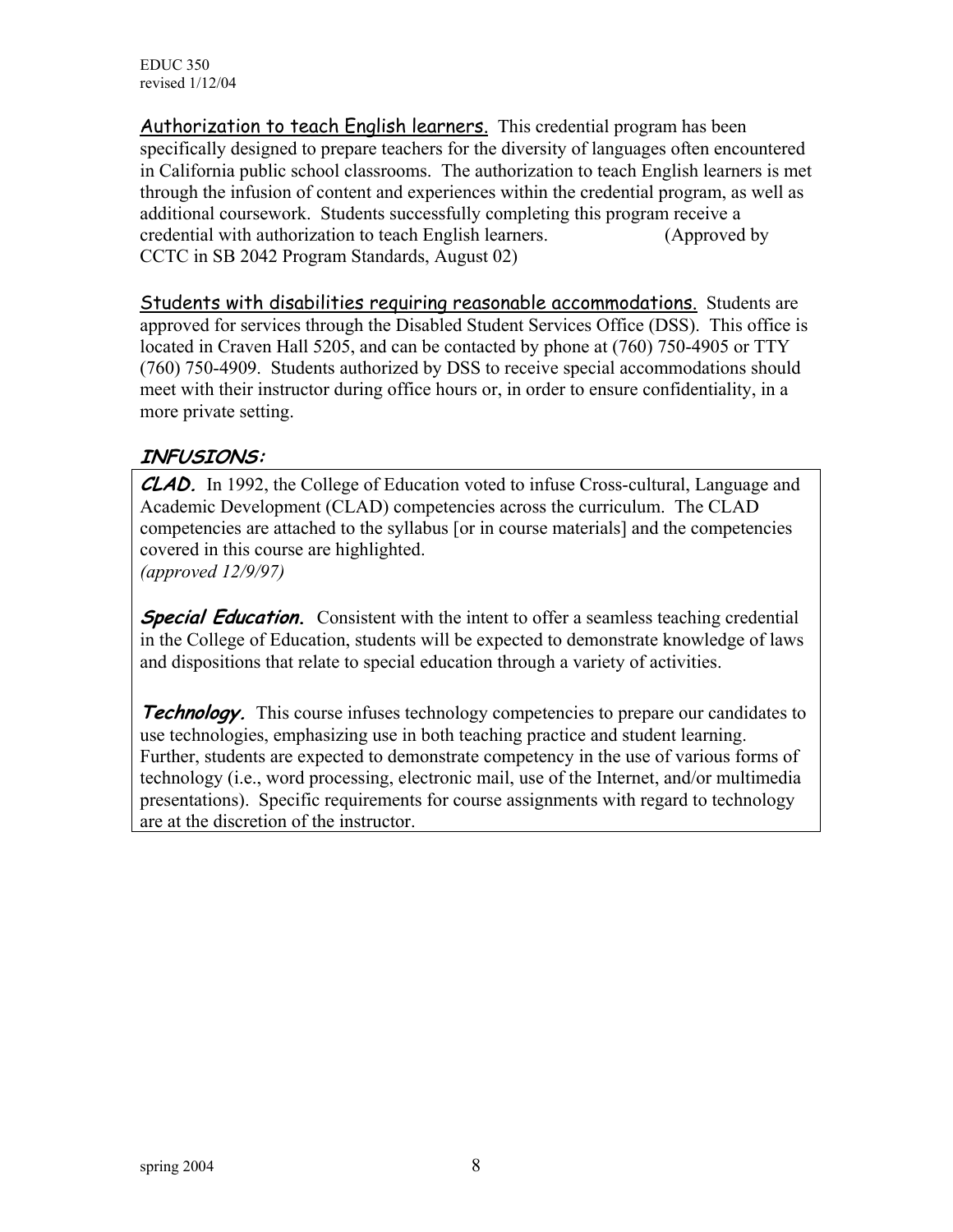Authorization to teach English learners. This credential program has been specifically designed to prepare teachers for the diversity of languages often encountered in California public school classrooms. The authorization to teach English learners is met through the infusion of content and experiences within the credential program, as well as additional coursework. Students successfully completing this program receive a credential with authorization to teach English learners. (Approved by CCTC in SB 2042 Program Standards, August 02)

Students with disabilities requiring reasonable accommodations. Students are approved for services through the Disabled Student Services Office (DSS). This office is located in Craven Hall 5205, and can be contacted by phone at (760) 750-4905 or TTY (760) 750-4909. Students authorized by DSS to receive special accommodations should meet with their instructor during office hours or, in order to ensure confidentiality, in a more private setting.

## INFUSIONS:

**CLAD.** In 1992, the College of Education voted to infuse Cross-cultural, Language and Academic Development (CLAD) competencies across the curriculum. The CLAD competencies are attached to the syllabus [or in course materials] and the competencies covered in this course are highlighted.
*(approved 12/9/97)*

**Special Education.** Consistent with the intent to offer a seamless teaching credential in the College of Education, students will be expected to demonstrate knowledge of laws and dispositions that relate to special education through a variety of activities.

**Technology.** This course infuses technology competencies to prepare our candidates to use technologies, emphasizing use in both teaching practice and student learning. Further, students are expected to demonstrate competency in the use of various forms of technology (i.e., word processing, electronic mail, use of the Internet, and/or multimedia presentations). Specific requirements for course assignments with regard to technology are at the discretion of the instructor.